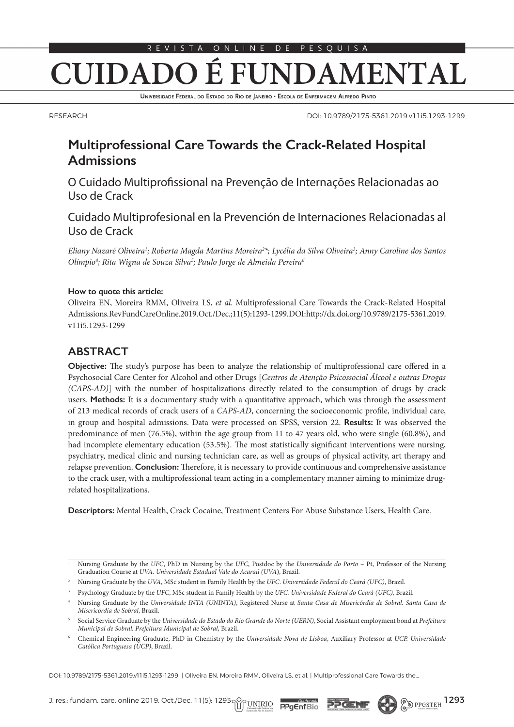RESEARCH

DOI: 10.9789/2175-5361.2019.v11i5.1293-1299

# Multiprofessional Care Towards the Crack-Related Hospital Admissions

## O Cuidado Multiprofissional na Prevenção de Internações Relacionadas ao Uso de Crack

## Cuidado Multiprofesional en la Prevención de Internaciones Relacionadas al Uso de Crack

*Eliany Nazaré Oliveira[1]; Roberta Magda Martins Moreira[2]\*; Lycélia da Silva Oliveira[3]; Anny Caroline dos Santos Olímpio[4]; Rita Wigna de Souza Silva[5]; Paulo Jorge de Almeida Pereira[6]*

**How to quote this article:**

Oliveira EN, Moreira RMM, Oliveira LS, *et al*. Multiprofessional Care Towards the Crack-Related Hospital Admissions.RevFundCareOnline.2019.Oct./Dec.;11(5):1293-1299.DOI:http://dx.doi.org/10.9789/2175-5361.2019.v11i5.1293-1299

## ABSTRACT

**Objective:** The study's purpose has been to analyze the relationship of multiprofessional care offered in a Psychosocial Care Center for Alcohol and other Drugs [*Centros de Atenção Psicossocial Álcool e outras Drogas (CAPS-AD)*] with the number of hospitalizations directly related to the consumption of drugs by crack users. **Methods:** It is a documentary study with a quantitative approach, which was through the assessment of 213 medical records of crack users of a *CAPS-AD*, concerning the socioeconomic profile, individual care, in group and hospital admissions. Data were processed on SPSS, version 22. **Results:** It was observed the predominance of men (76.5%), within the age group from 11 to 47 years old, who were single (60.8%), and had incomplete elementary education (53.5%). The most statistically significant interventions were nursing, psychiatry, medical clinic and nursing technician care, as well as groups of physical activity, art therapy and relapse prevention. **Conclusion:** Therefore, it is necessary to provide continuous and comprehensive assistance to the crack user, with a multiprofessional team acting in a complementary manner aiming to minimize drug-related hospitalizations.

**Descriptors:** Mental Health, Crack Cocaine, Treatment Centers For Abuse Substance Users, Health Care.

---

[1] Nursing Graduate by the *UFC*, PhD in Nursing by the *UFC*, Postdoc by the *Universidade do Porto* – Pt, Professor of the Nursing Graduation Course at *UVA. Universidade Estadual Vale do Acaraú (UVA)*, Brazil.

[2] Nursing Graduate by the *UVA*, MSc student in Family Health by the *UFC*. *Universidade Federal do Ceará (UFC)*, Brazil.

[3] Psychology Graduate by the *UFC*, MSc student in Family Health by the *UFC. Universidade Federal do Ceará (UFC)*, Brazil.

[4] Nursing Graduate by the *Universidade INTA (UNINTA)*, Registered Nurse at *Santa Casa de Misericórdia de Sobral. Santa Casa de Misericórdia de Sobral*, Brazil.

[5] Social Service Graduate by the *Universidade do Estado do Rio Grande do Norte (UERN)*, Social Assistant employment bond at *Prefeitura Municipal de Sobral. Prefeitura Municipal de Sobral*, Brazil.

[6] Chemical Engineering Graduate, PhD in Chemistry by the *Universidade Nova de Lisboa*, Auxiliary Professor at *UCP. Universidade Católica Portuguesa (UCP)*, Brazil.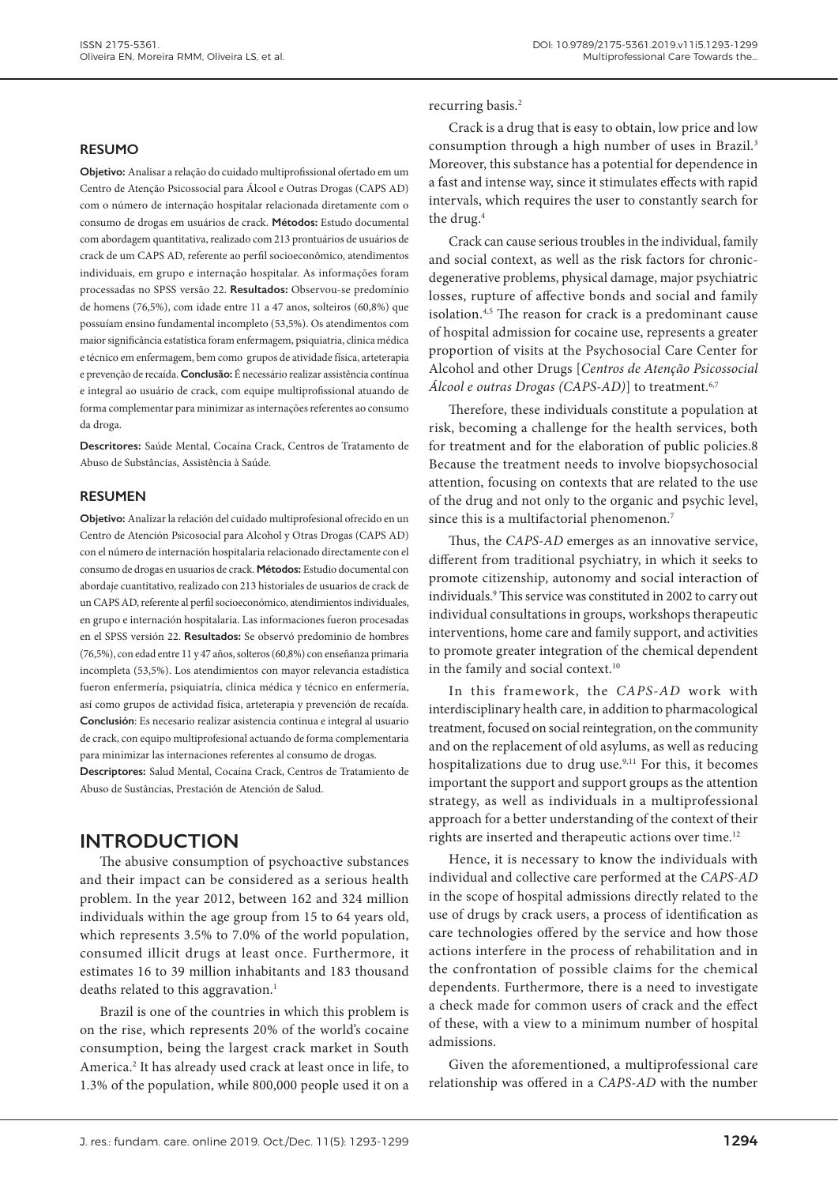## RESUMO

**Objetivo:** Analisar a relação do cuidado multiprofissional ofertado em um Centro de Atenção Psicossocial para Álcool e Outras Drogas (CAPS AD) com o número de internação hospitalar relacionada diretamente com o consumo de drogas em usuários de crack. **Métodos:** Estudo documental com abordagem quantitativa, realizado com 213 prontuários de usuários de crack de um CAPS AD, referente ao perfil socioeconômico, atendimentos individuais, em grupo e internação hospitalar. As informações foram processadas no SPSS versão 22. **Resultados:** Observou-se predomínio de homens (76,5%), com idade entre 11 a 47 anos, solteiros (60,8%) que possuíam ensino fundamental incompleto (53,5%). Os atendimentos com maior significância estatística foram enfermagem, psiquiatria, clínica médica e técnico em enfermagem, bem como grupos de atividade física, arteterapia e prevenção de recaída. **Conclusão:** É necessário realizar assistência contínua e integral ao usuário de crack, com equipe multiprofissional atuando de forma complementar para minimizar as internações referentes ao consumo da droga.

**Descritores:** Saúde Mental, Cocaína Crack, Centros de Tratamento de Abuso de Substâncias, Assistência à Saúde.

## RESUMEN

**Objetivo:** Analizar la relación del cuidado multiprofesional ofrecido en un Centro de Atención Psicosocial para Alcohol y Otras Drogas (CAPS AD) con el número de internación hospitalaria relacionado directamente con el consumo de drogas en usuarios de crack. **Métodos:** Estudio documental con abordaje cuantitativo, realizado con 213 historiales de usuarios de crack de un CAPS AD, referente al perfil socioeconómico, atendimientos individuales, en grupo e internación hospitalaria. Las informaciones fueron procesadas en el SPSS versión 22. **Resultados:** Se observó predominio de hombres (76,5%), con edad entre 11 y 47 años, solteros (60,8%) con enseñanza primaria incompleta (53,5%). Los atendimientos con mayor relevancia estadística fueron enfermería, psiquiatría, clínica médica y técnico en enfermería, así como grupos de actividad física, arteterapia y prevención de recaída. **Conclusión**: Es necesario realizar asistencia continua e integral al usuario de crack, con equipo multiprofesional actuando de forma complementaria para minimizar las internaciones referentes al consumo de drogas.

**Descriptores:** Salud Mental, Cocaína Crack, Centros de Tratamiento de Abuso de Sustâncias, Prestación de Atención de Salud.

# INTRODUCTION

The abusive consumption of psychoactive substances and their impact can be considered as a serious health problem. In the year 2012, between 162 and 324 million individuals within the age group from 15 to 64 years old, which represents 3.5% to 7.0% of the world population, consumed illicit drugs at least once. Furthermore, it estimates 16 to 39 million inhabitants and 183 thousand deaths related to this aggravation.[1]

Brazil is one of the countries in which this problem is on the rise, which represents 20% of the world's cocaine consumption, being the largest crack market in South America.[2] It has already used crack at least once in life, to 1.3% of the population, while 800,000 people used it on a recurring basis.[2]

Crack is a drug that is easy to obtain, low price and low consumption through a high number of uses in Brazil.[3] Moreover, this substance has a potential for dependence in a fast and intense way, since it stimulates effects with rapid intervals, which requires the user to constantly search for the drug.[4]

Crack can cause serious troubles in the individual, family and social context, as well as the risk factors for chronic-degenerative problems, physical damage, major psychiatric losses, rupture of affective bonds and social and family isolation.[4,5] The reason for crack is a predominant cause of hospital admission for cocaine use, represents a greater proportion of visits at the Psychosocial Care Center for Alcohol and other Drugs [*Centros de Atenção Psicossocial Álcool e outras Drogas (CAPS-AD)*] to treatment.[6,7]

Therefore, these individuals constitute a population at risk, becoming a challenge for the health services, both for treatment and for the elaboration of public policies.8 Because the treatment needs to involve biopsychosocial attention, focusing on contexts that are related to the use of the drug and not only to the organic and psychic level, since this is a multifactorial phenomenon.[7]

Thus, the *CAPS-AD* emerges as an innovative service, different from traditional psychiatry, in which it seeks to promote citizenship, autonomy and social interaction of individuals.[9] This service was constituted in 2002 to carry out individual consultations in groups, workshops therapeutic interventions, home care and family support, and activities to promote greater integration of the chemical dependent in the family and social context.[10]

In this framework, the *CAPS-AD* work with interdisciplinary health care, in addition to pharmacological treatment, focused on social reintegration, on the community and on the replacement of old asylums, as well as reducing hospitalizations due to drug use.[9,11] For this, it becomes important the support and support groups as the attention strategy, as well as individuals in a multiprofessional approach for a better understanding of the context of their rights are inserted and therapeutic actions over time.[12]

Hence, it is necessary to know the individuals with individual and collective care performed at the *CAPS-AD* in the scope of hospital admissions directly related to the use of drugs by crack users, a process of identification as care technologies offered by the service and how those actions interfere in the process of rehabilitation and in the confrontation of possible claims for the chemical dependents. Furthermore, there is a need to investigate a check made for common users of crack and the effect of these, with a view to a minimum number of hospital admissions.

Given the aforementioned, a multiprofessional care relationship was offered in a *CAPS-AD* with the number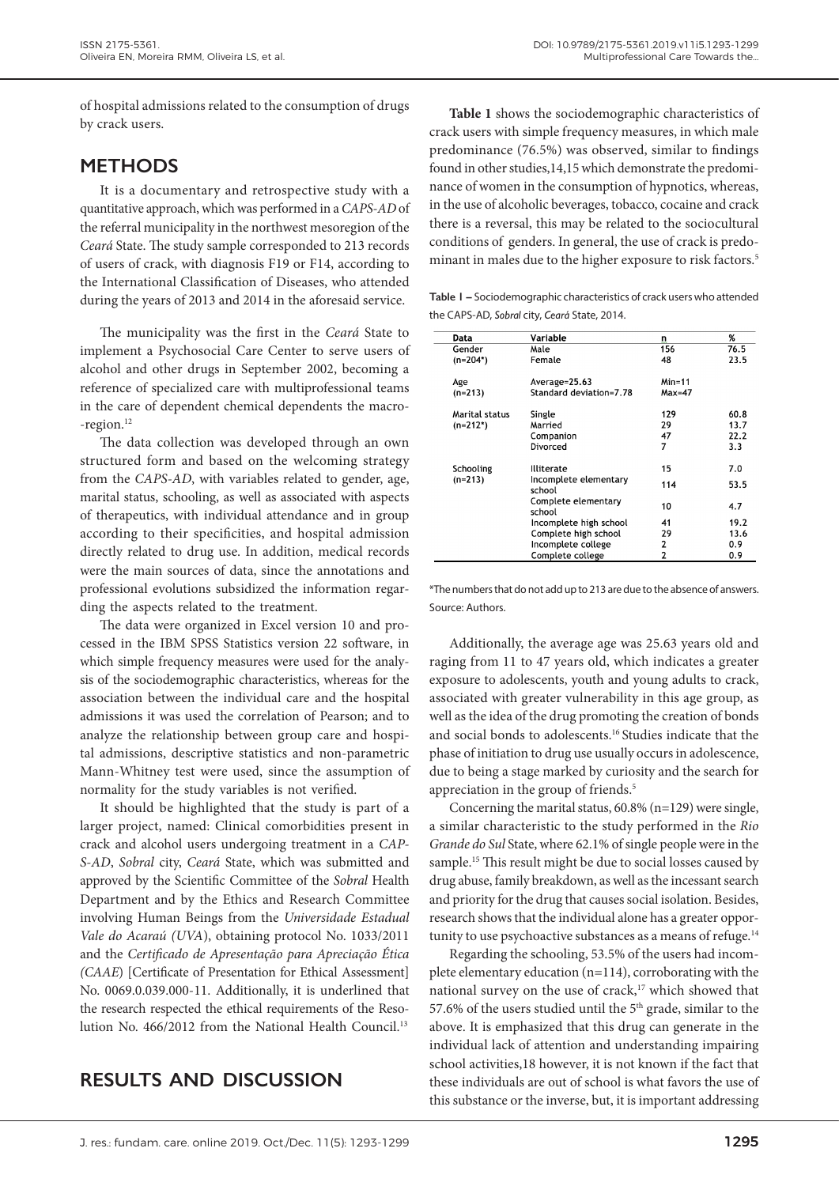of hospital admissions related to the consumption of drugs by crack users.

## METHODS

It is a documentary and retrospective study with a quantitative approach, which was performed in a *CAPS-AD* of the referral municipality in the northwest mesoregion of the *Ceará* State. The study sample corresponded to 213 records of users of crack, with diagnosis F19 or F14, according to the International Classification of Diseases, who attended during the years of 2013 and 2014 in the aforesaid service.

The municipality was the first in the *Ceará* State to implement a Psychosocial Care Center to serve users of alcohol and other drugs in September 2002, becoming a reference of specialized care with multiprofessional teams in the care of dependent chemical dependents the macro--region.[12]

The data collection was developed through an own structured form and based on the welcoming strategy from the *CAPS-AD*, with variables related to gender, age, marital status, schooling, as well as associated with aspects of therapeutics, with individual attendance and in group according to their specificities, and hospital admission directly related to drug use. In addition, medical records were the main sources of data, since the annotations and professional evolutions subsidized the information regarding the aspects related to the treatment.

The data were organized in Excel version 10 and processed in the IBM SPSS Statistics version 22 software, in which simple frequency measures were used for the analysis of the sociodemographic characteristics, whereas for the association between the individual care and the hospital admissions it was used the correlation of Pearson; and to analyze the relationship between group care and hospital admissions, descriptive statistics and non-parametric Mann-Whitney test were used, since the assumption of normality for the study variables is not verified.

It should be highlighted that the study is part of a larger project, named: Clinical comorbidities present in crack and alcohol users undergoing treatment in a *CAPS-AD*, *Sobral* city, *Ceará* State, which was submitted and approved by the Scientific Committee of the *Sobral* Health Department and by the Ethics and Research Committee involving Human Beings from the *Universidade Estadual Vale do Acaraú (UVA)*, obtaining protocol No. 1033/2011 and the *Certificado de Apresentação para Apreciação Ética (CAAE)* [Certificate of Presentation for Ethical Assessment] No. 0069.0.039.000-11. Additionally, it is underlined that the research respected the ethical requirements of the Resolution No. 466/2012 from the National Health Council.[13]

## RESULTS AND DISCUSSION

**Table 1** shows the sociodemographic characteristics of crack users with simple frequency measures, in which male predominance (76.5%) was observed, similar to findings found in other studies,14,15 which demonstrate the predominance of women in the consumption of hypnotics, whereas, in the use of alcoholic beverages, tobacco, cocaine and crack there is a reversal, this may be related to the sociocultural conditions of genders. In general, the use of crack is predominant in males due to the higher exposure to risk factors.[5]

**Table 1 –** Sociodemographic characteristics of crack users who attended the CAPS-AD, *Sobral* city, *Ceará* State, 2014.

| Data | Variable | n | % |
|---|---|---|---|
| Gender (n=204*) | Male | 156 | 76.5 |
| | Female | 48 | 23.5 |
| Age (n=213) | Average=25.63 | Min=11 | |
| | Standard deviation=7.78 | Max=47 | |
| Marital status (n=212*) | Single | 129 | 60.8 |
| | Married | 29 | 13.7 |
| | Companion | 47 | 22.2 |
| | Divorced | 7 | 3.3 |
| Schooling (n=213) | Illiterate | 15 | 7.0 |
| | Incomplete elementary school | 114 | 53.5 |
| | Complete elementary school | 10 | 4.7 |
| | Incomplete high school | 41 | 19.2 |
| | Complete high school | 29 | 13.6 |
| | Incomplete college | 2 | 0.9 |
| | Complete college | 2 | 0.9 |

*The numbers that do not add up to 213 are due to the absence of answers.
Source: Authors.

Additionally, the average age was 25.63 years old and raging from 11 to 47 years old, which indicates a greater exposure to adolescents, youth and young adults to crack, associated with greater vulnerability in this age group, as well as the idea of the drug promoting the creation of bonds and social bonds to adolescents.[16] Studies indicate that the phase of initiation to drug use usually occurs in adolescence, due to being a stage marked by curiosity and the search for appreciation in the group of friends.[5]

Concerning the marital status, 60.8% (n=129) were single, a similar characteristic to the study performed in the *Rio Grande do Sul* State, where 62.1% of single people were in the sample.[15] This result might be due to social losses caused by drug abuse, family breakdown, as well as the incessant search and priority for the drug that causes social isolation. Besides, research shows that the individual alone has a greater opportunity to use psychoactive substances as a means of refuge.[14]

Regarding the schooling, 53.5% of the users had incomplete elementary education (n=114), corroborating with the national survey on the use of crack,[17] which showed that 57.6% of the users studied until the 5th grade, similar to the above. It is emphasized that this drug can generate in the individual lack of attention and understanding impairing school activities,18 however, it is not known if the fact that these individuals are out of school is what favors the use of this substance or the inverse, but, it is important addressing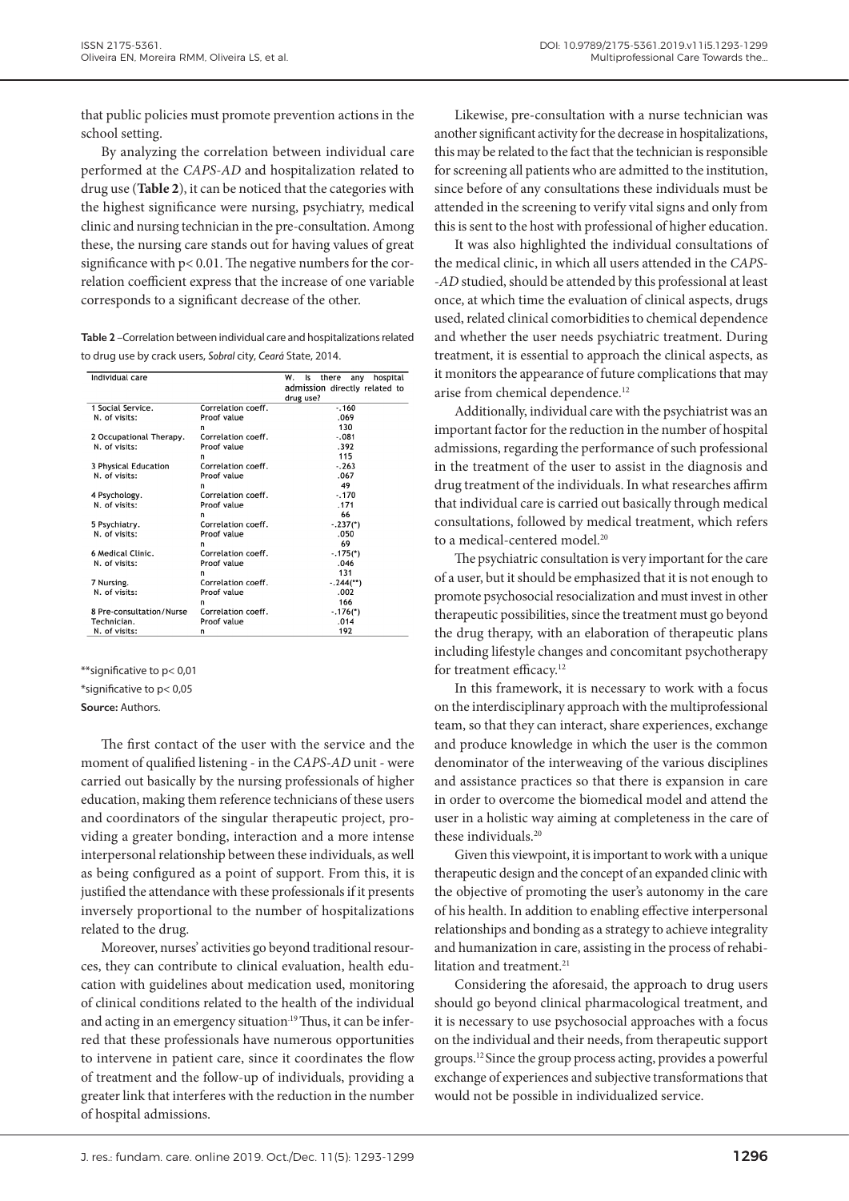that public policies must promote prevention actions in the school setting.

By analyzing the correlation between individual care performed at the *CAPS-AD* and hospitalization related to drug use (**Table 2**), it can be noticed that the categories with the highest significance were nursing, psychiatry, medical clinic and nursing technician in the pre-consultation. Among these, the nursing care stands out for having values of great significance with $p < 0.01$. The negative numbers for the correlation coefficient express that the increase of one variable corresponds to a significant decrease of the other.

**Table 2** –Correlation between individual care and hospitalizations related to drug use by crack users, *Sobral* city, *Ceará* State, 2014.

| Individual care | | W. Is there any hospital admission directly related to drug use? |
|---|---|---|
| 1 Social Service. | Correlation coeff. | -.160 |
| N. of visits: | Proof value | .069 |
| | n | 130 |
| 2 Occupational Therapy. | Correlation coeff. | -.081 |
| N. of visits: | Proof value | .392 |
| | n | 115 |
| 3 Physical Education | Correlation coeff. | -.263 |
| N. of visits: | Proof value | .067 |
| | n | 49 |
| 4 Psychology. | Correlation coeff. | -.170 |
| N. of visits: | Proof value | .171 |
| | n | 66 |
| 5 Psychiatry. | Correlation coeff. | -.237(*) |
| N. of visits: | Proof value | .050 |
| | n | 69 |
| 6 Medical Clinic. | Correlation coeff. | -.175(*) |
| N. of visits: | Proof value | .046 |
| | n | 131 |
| 7 Nursing. | Correlation coeff. | -.244(**) |
| N. of visits: | Proof value | .002 |
| | n | 166 |
| 8 Pre-consultation/Nurse | Correlation coeff. | -.176(*) |
| Technician. | Proof value | .014 |
| N. of visits: | n | 192 |

**significative to p< 0,01

*significative to p< 0,05

**Source:** Authors.

The first contact of the user with the service and the moment of qualified listening - in the *CAPS-AD* unit - were carried out basically by the nursing professionals of higher education, making them reference technicians of these users and coordinators of the singular therapeutic project, providing a greater bonding, interaction and a more intense interpersonal relationship between these individuals, as well as being configured as a point of support. From this, it is justified the attendance with these professionals if it presents inversely proportional to the number of hospitalizations related to the drug.

Moreover, nurses' activities go beyond traditional resources, they can contribute to clinical evaluation, health education with guidelines about medication used, monitoring of clinical conditions related to the health of the individual and acting in an emergency situation.[19] Thus, it can be inferred that these professionals have numerous opportunities to intervene in patient care, since it coordinates the flow of treatment and the follow-up of individuals, providing a greater link that interferes with the reduction in the number of hospital admissions.

Likewise, pre-consultation with a nurse technician was another significant activity for the decrease in hospitalizations, this may be related to the fact that the technician is responsible for screening all patients who are admitted to the institution, since before of any consultations these individuals must be attended in the screening to verify vital signs and only from this is sent to the host with professional of higher education.

It was also highlighted the individual consultations of the medical clinic, in which all users attended in the *CAPS-AD* studied, should be attended by this professional at least once, at which time the evaluation of clinical aspects, drugs used, related clinical comorbidities to chemical dependence and whether the user needs psychiatric treatment. During treatment, it is essential to approach the clinical aspects, as it monitors the appearance of future complications that may arise from chemical dependence.[12]

Additionally, individual care with the psychiatrist was an important factor for the reduction in the number of hospital admissions, regarding the performance of such professional in the treatment of the user to assist in the diagnosis and drug treatment of the individuals. In what researches affirm that individual care is carried out basically through medical consultations, followed by medical treatment, which refers to a medical-centered model.[20]

The psychiatric consultation is very important for the care of a user, but it should be emphasized that it is not enough to promote psychosocial resocialization and must invest in other therapeutic possibilities, since the treatment must go beyond the drug therapy, with an elaboration of therapeutic plans including lifestyle changes and concomitant psychotherapy for treatment efficacy.[12]

In this framework, it is necessary to work with a focus on the interdisciplinary approach with the multiprofessional team, so that they can interact, share experiences, exchange and produce knowledge in which the user is the common denominator of the interweaving of the various disciplines and assistance practices so that there is expansion in care in order to overcome the biomedical model and attend the user in a holistic way aiming at completeness in the care of these individuals.[20]

Given this viewpoint, it is important to work with a unique therapeutic design and the concept of an expanded clinic with the objective of promoting the user's autonomy in the care of his health. In addition to enabling effective interpersonal relationships and bonding as a strategy to achieve integrality and humanization in care, assisting in the process of rehabilitation and treatment.[21]

Considering the aforesaid, the approach to drug users should go beyond clinical pharmacological treatment, and it is necessary to use psychosocial approaches with a focus on the individual and their needs, from therapeutic support groups.[12] Since the group process acting, provides a powerful exchange of experiences and subjective transformations that would not be possible in individualized service.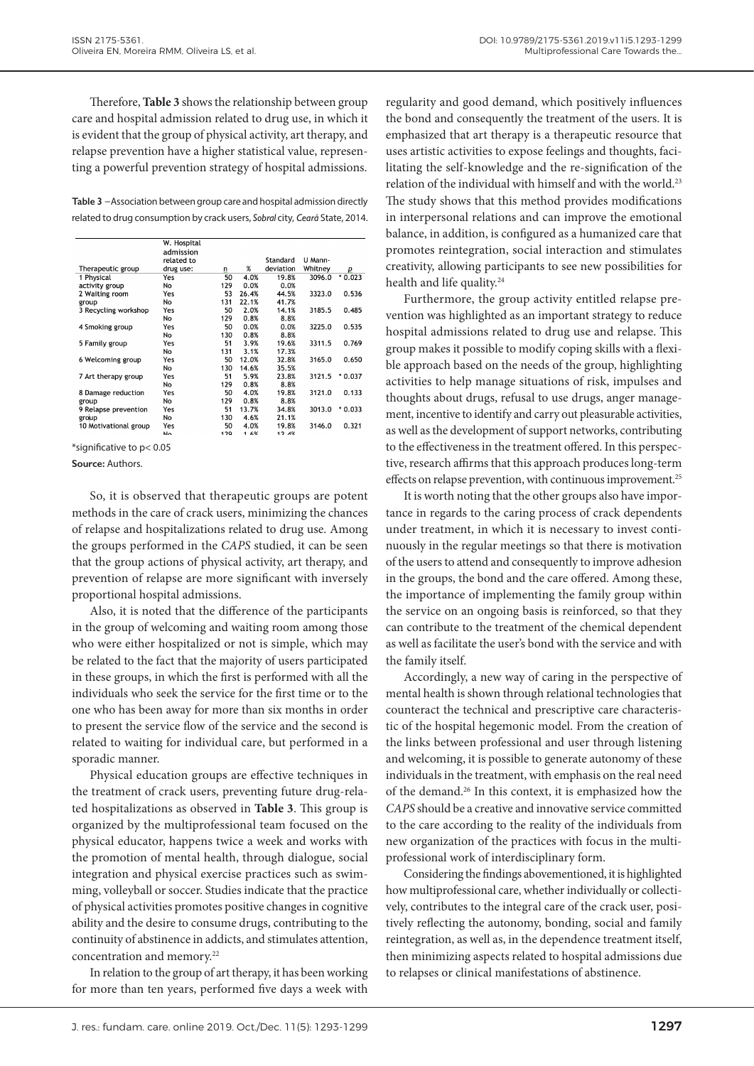Therefore, **Table 3** shows the relationship between group care and hospital admission related to drug use, in which it is evident that the group of physical activity, art therapy, and relapse prevention have a higher statistical value, representing a powerful prevention strategy of hospital admissions.

**Table 3** –Association between group care and hospital admission directly related to drug consumption by crack users, *Sobral* city, *Ceará* State, 2014.

| Therapeutic group | W. Hospital admission related to drug use: | n | % | Standard deviation | U Mann-Whitney | p |
|---|---|---|---|---|---|---|
| 1 Physical activity group | Yes | 50 | 4.0% | 19.8% | 3096.0 | * 0.023 |
| | No | 129 | 0.0% | 0.0% | | |
| 2 Waiting room group | Yes | 53 | 26.4% | 44.5% | 3323.0 | 0.536 |
| | No | 131 | 22.1% | 41.7% | | |
| 3 Recycling workshop | Yes | 50 | 2.0% | 14.1% | 3185.5 | 0.485 |
| | No | 129 | 0.8% | 8.8% | | |
| 4 Smoking group | Yes | 50 | 0.0% | 0.0% | 3225.0 | 0.535 |
| | No | 130 | 0.8% | 8.8% | | |
| 5 Family group | Yes | 51 | 3.9% | 19.6% | 3311.5 | 0.769 |
| | No | 131 | 3.1% | 17.3% | | |
| 6 Welcoming group | Yes | 50 | 12.0% | 32.8% | 3165.0 | 0.650 |
| | No | 130 | 14.6% | 35.5% | | |
| 7 Art therapy group | Yes | 51 | 5.9% | 23.8% | 3121.5 | * 0.037 |
| | No | 129 | 0.8% | 8.8% | | |
| 8 Damage reduction group | Yes | 50 | 4.0% | 19.8% | 3121.0 | 0.133 |
| | No | 129 | 0.8% | 8.8% | | |
| 9 Relapse prevention group | Yes | 51 | 13.7% | 34.8% | 3013.0 | * 0.033 |
| | No | 130 | 4.6% | 21.1% | | |
| 10 Motivational group | Yes | 50 | 4.0% | 19.8% | 3146.0 | 0.321 |
| | No | 129 | 1.6% | 12.4% | | |

*significative to $p < 0.05$

**Source:** Authors.

So, it is observed that therapeutic groups are potent methods in the care of crack users, minimizing the chances of relapse and hospitalizations related to drug use. Among the groups performed in the *CAPS* studied, it can be seen that the group actions of physical activity, art therapy, and prevention of relapse are more significant with inversely proportional hospital admissions.

Also, it is noted that the difference of the participants in the group of welcoming and waiting room among those who were either hospitalized or not is simple, which may be related to the fact that the majority of users participated in these groups, in which the first is performed with all the individuals who seek the service for the first time or to the one who has been away for more than six months in order to present the service flow of the service and the second is related to waiting for individual care, but performed in a sporadic manner.

Physical education groups are effective techniques in the treatment of crack users, preventing future drug-related hospitalizations as observed in **Table 3**. This group is organized by the multiprofessional team focused on the physical educator, happens twice a week and works with the promotion of mental health, through dialogue, social integration and physical exercise practices such as swimming, volleyball or soccer. Studies indicate that the practice of physical activities promotes positive changes in cognitive ability and the desire to consume drugs, contributing to the continuity of abstinence in addicts, and stimulates attention, concentration and memory.[22]

In relation to the group of art therapy, it has been working for more than ten years, performed five days a week with regularity and good demand, which positively influences the bond and consequently the treatment of the users. It is emphasized that art therapy is a therapeutic resource that uses artistic activities to expose feelings and thoughts, facilitating the self-knowledge and the re-signification of the relation of the individual with himself and with the world.[23] The study shows that this method provides modifications in interpersonal relations and can improve the emotional balance, in addition, is configured as a humanized care that promotes reintegration, social interaction and stimulates creativity, allowing participants to see new possibilities for health and life quality.[24]

Furthermore, the group activity entitled relapse prevention was highlighted as an important strategy to reduce hospital admissions related to drug use and relapse. This group makes it possible to modify coping skills with a flexible approach based on the needs of the group, highlighting activities to help manage situations of risk, impulses and thoughts about drugs, refusal to use drugs, anger management, incentive to identify and carry out pleasurable activities, as well as the development of support networks, contributing to the effectiveness in the treatment offered. In this perspective, research affirms that this approach produces long-term effects on relapse prevention, with continuous improvement.[25]

It is worth noting that the other groups also have importance in regards to the caring process of crack dependents under treatment, in which it is necessary to invest continuously in the regular meetings so that there is motivation of the users to attend and consequently to improve adhesion in the groups, the bond and the care offered. Among these, the importance of implementing the family group within the service on an ongoing basis is reinforced, so that they can contribute to the treatment of the chemical dependent as well as facilitate the user's bond with the service and with the family itself.

Accordingly, a new way of caring in the perspective of mental health is shown through relational technologies that counteract the technical and prescriptive care characteristic of the hospital hegemonic model. From the creation of the links between professional and user through listening and welcoming, it is possible to generate autonomy of these individuals in the treatment, with emphasis on the real need of the demand.[26] In this context, it is emphasized how the *CAPS* should be a creative and innovative service committed to the care according to the reality of the individuals from new organization of the practices with focus in the multiprofessional work of interdisciplinary form.

Considering the findings abovementioned, it is highlighted how multiprofessional care, whether individually or collectively, contributes to the integral care of the crack user, positively reflecting the autonomy, bonding, social and family reintegration, as well as, in the dependence treatment itself, then minimizing aspects related to hospital admissions due to relapses or clinical manifestations of abstinence.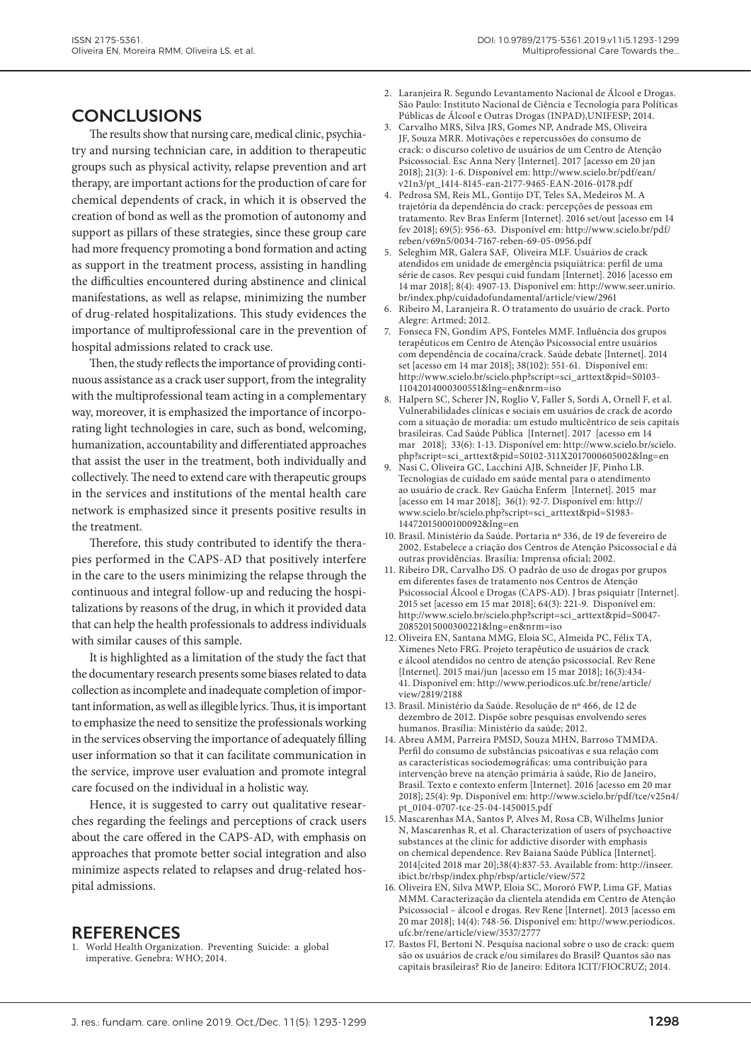## CONCLUSIONS

The results show that nursing care, medical clinic, psychiatry and nursing technician care, in addition to therapeutic groups such as physical activity, relapse prevention and art therapy, are important actions for the production of care for chemical dependents of crack, in which it is observed the creation of bond as well as the promotion of autonomy and support as pillars of these strategies, since these group care had more frequency promoting a bond formation and acting as support in the treatment process, assisting in handling the difficulties encountered during abstinence and clinical manifestations, as well as relapse, minimizing the number of drug-related hospitalizations. This study evidences the importance of multiprofessional care in the prevention of hospital admissions related to crack use.

Then, the study reflects the importance of providing continuous assistance as a crack user support, from the integrality with the multiprofessional team acting in a complementary way, moreover, it is emphasized the importance of incorporating light technologies in care, such as bond, welcoming, humanization, accountability and differentiated approaches that assist the user in the treatment, both individually and collectively. The need to extend care with therapeutic groups in the services and institutions of the mental health care network is emphasized since it presents positive results in the treatment.

Therefore, this study contributed to identify the therapies performed in the CAPS-AD that positively interfere in the care to the users minimizing the relapse through the continuous and integral follow-up and reducing the hospitalizations by reasons of the drug, in which it provided data that can help the health professionals to address individuals with similar causes of this sample.

It is highlighted as a limitation of the study the fact that the documentary research presents some biases related to data collection as incomplete and inadequate completion of important information, as well as illegible lyrics. Thus, it is important to emphasize the need to sensitize the professionals working in the services observing the importance of adequately filling user information so that it can facilitate communication in the service, improve user evaluation and promote integral care focused on the individual in a holistic way.

Hence, it is suggested to carry out qualitative researches regarding the feelings and perceptions of crack users about the care offered in the CAPS-AD, with emphasis on approaches that promote better social integration and also minimize aspects related to relapses and drug-related hospital admissions.

## REFERENCES

1. World Health Organization. Preventing Suicide: a global imperative. Genebra: WHO; 2014.
2. Laranjeira R. Segundo Levantamento Nacional de Álcool e Drogas. São Paulo: Instituto Nacional de Ciência e Tecnologia para Políticas Públicas de Álcool e Outras Drogas (INPAD),UNIFESP; 2014.
3. Carvalho MRS, Silva JRS, Gomes NP, Andrade MS, Oliveira JF, Souza MRR. Motivações e repercussões do consumo de crack: o discurso coletivo de usuários de um Centro de Atenção Psicossocial. Esc Anna Nery [Internet]. 2017 [acesso em 20 jan 2018]; 21(3): 1-6. Disponível em: http://www.scielo.br/pdf/ean/v21n3/pt_1414-8145-ean-2177-9465-EAN-2016-0178.pdf
4. Pedrosa SM, Reis ML, Gontijo DT, Teles SA, Medeiros M. A trajetória da dependência do crack: percepções de pessoas em tratamento. Rev Bras Enferm [Internet]. 2016 set/out [acesso em 14 fev 2018]; 69(5): 956-63. Disponível em: http://www.scielo.br/pdf/reben/v69n5/0034-7167-reben-69-05-0956.pdf
5. Seleghim MR, Galera SAF, Oliveira MLF. Usuários de crack atendidos em unidade de emergência psiquiátrica: perfil de uma série de casos. Rev pesqui cuid fundam [Internet]. 2016 [acesso em 14 mar 2018]; 8(4): 4907-13. Disponível em: http://www.seer.unirio.br/index.php/cuidadofundamental/article/view/2961
6. Ribeiro M, Laranjeira R. O tratamento do usuário de crack. Porto Alegre: Artmed; 2012.
7. Fonseca FN, Gondim APS, Fonteles MMF. Influência dos grupos terapêuticos em Centro de Atenção Psicossocial entre usuários com dependência de cocaína/crack. Saúde debate [Internet]. 2014 set [acesso em 14 mar 2018]; 38(102): 551-61. Disponível em: http://www.scielo.br/scielo.php?script=sci_arttext&pid=S0103-11042014000300551&lng=en&nrm=iso
8. Halpern SC, Scherer JN, Roglio V, Faller S, Sordi A, Ornell F, et al. Vulnerabilidades clínicas e sociais em usuários de crack de acordo com a situação de moradia: um estudo multicêntrico de seis capitais brasileiras. Cad Saúde Pública [Internet]. 2017 [acesso em 14 mar 2018]; 33(6): 1-13. Disponível em: http://www.scielo.br/scielo.php?script=sci_arttext&pid=S0102-311X2017000605002&lng=en
9. Nasi C, Oliveira GC, Lacchini AJB, Schneider JF, Pinho LB. Tecnologias de cuidado em saúde mental para o atendimento ao usuário de crack. Rev Gaúcha Enferm [Internet]. 2015 mar [acesso em 14 mar 2018]; 36(1): 92-7. Disponível em: http://www.scielo.br/scielo.php?script=sci_arttext&pid=S1983-14472015000100092&lng=en
10. Brasil. Ministério da Saúde. Portaria nº 336, de 19 de fevereiro de 2002. Estabelece a criação dos Centros de Atenção Psicossocial e dá outras providências. Brasília: Imprensa oficial; 2002.
11. Ribeiro DR, Carvalho DS. O padrão de uso de drogas por grupos em diferentes fases de tratamento nos Centros de Atenção Psicossocial Álcool e Drogas (CAPS-AD). J bras psiquiatr [Internet]. 2015 set [acesso em 15 mar 2018]; 64(3): 221-9. Disponível em: http://www.scielo.br/scielo.php?script=sci_arttext&pid=S0047-20852015000300221&lng=en&nrm=iso
12. Oliveira EN, Santana MMG, Eloia SC, Almeida PC, Félix TA, Ximenes Neto FRG. Projeto terapêutico de usuários de crack e álcool atendidos no centro de atenção psicossocial. Rev Rene [Internet]. 2015 mai/jun [acesso em 15 mar 2018]; 16(3):434-41. Disponível em: http://www.periodicos.ufc.br/rene/article/view/2819/2188
13. Brasil. Ministério da Saúde. Resolução de nº 466, de 12 de dezembro de 2012. Dispõe sobre pesquisas envolvendo seres humanos. Brasília: Ministério da saúde; 2012.
14. Abreu AMM, Parreira PMSD, Souza MHN, Barroso TMMDA. Perfil do consumo de substâncias psicoativas e sua relação com as características sociodemográficas: uma contribuição para intervenção breve na atenção primária à saúde, Rio de Janeiro, Brasil. Texto e contexto enferm [Internet]. 2016 [acesso em 20 mar 2018]; 25(4): 9p. Disponível em: http://www.scielo.br/pdf/tce/v25n4/pt_0104-0707-tce-25-04-1450015.pdf
15. Mascarenhas MA, Santos P, Alves M, Rosa CB, Wilhelms Junior N, Mascarenhas R, et al. Characterization of users of psychoactive substances at the clinic for addictive disorder with emphasis on chemical dependence. Rev Baiana Saúde Pública [Internet]. 2014[cited 2018 mar 20];38(4):837-53. Available from: http://inseer.ibict.br/rbsp/index.php/rbsp/article/view/572
16. Oliveira EN, Silva MWP, Eloia SC, Mororó FWP, Lima GF, Matias MMM. Caracterização da clientela atendida em Centro de Atenção Psicossocial – álcool e drogas. Rev Rene [Internet]. 2013 [acesso em 20 mar 2018]; 14(4): 748-56. Disponível em: http://www.periodicos.ufc.br/rene/article/view/3537/2777
17. Bastos FI, Bertoni N. Pesquisa nacional sobre o uso de crack: quem são os usuários de crack e/ou similares do Brasil? Quantos são nas capitais brasileiras? Rio de Janeiro: Editora ICIT/FIOCRUZ; 2014.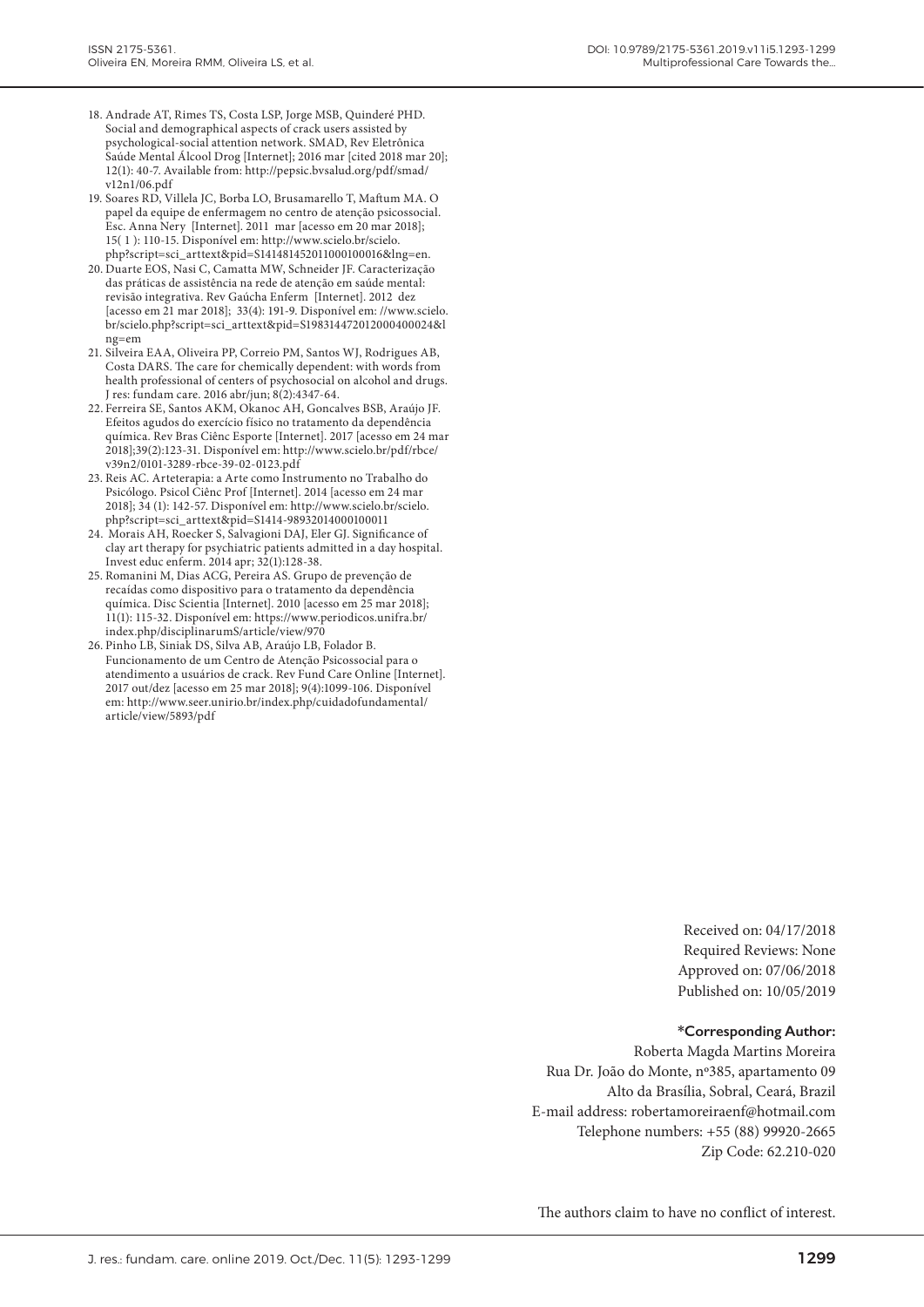18. Andrade AT, Rimes TS, Costa LSP, Jorge MSB, Quinderé PHD. Social and demographical aspects of crack users assisted by psychological-social attention network. SMAD, Rev Eletrônica Saúde Mental Álcool Drog [Internet]; 2016 mar [cited 2018 mar 20]; 12(1): 40-7. Available from: http://pepsic.bvsalud.org/pdf/smad/v12n1/06.pdf
19. Soares RD, Villela JC, Borba LO, Brusamarello T, Maftum MA. O papel da equipe de enfermagem no centro de atenção psicossocial. Esc. Anna Nery [Internet]. 2011 mar [acesso em 20 mar 2018]; 15( 1 ): 110-15. Disponível em: http://www.scielo.br/scielo.php?script=sci_arttext&pid=S141481452011000100016&lng=en.
20. Duarte EOS, Nasi C, Camatta MW, Schneider JF. Caracterização das práticas de assistência na rede de atenção em saúde mental: revisão integrativa. Rev Gaúcha Enferm [Internet]. 2012 dez [acesso em 21 mar 2018]; 33(4): 191-9. Disponível em: //www.scielo.br/scielo.php?script=sci_arttext&pid=S198314472012000400024&lng=em
21. Silveira EAA, Oliveira PP, Correio PM, Santos WJ, Rodrigues AB, Costa DARS. The care for chemically dependent: with words from health professional of centers of psychosocial on alcohol and drugs. J res: fundam care. 2016 abr/jun; 8(2):4347-64.
22. Ferreira SE, Santos AKM, Okanoc AH, Goncalves BSB, Araújo JF. Efeitos agudos do exercício físico no tratamento da dependência química. Rev Bras Ciênc Esporte [Internet]. 2017 [acesso em 24 mar 2018];39(2):123-31. Disponível em: http://www.scielo.br/pdf/rbce/v39n2/0101-3289-rbce-39-02-0123.pdf
23. Reis AC. Arteterapia: a Arte como Instrumento no Trabalho do Psicólogo. Psicol Ciênc Prof [Internet]. 2014 [acesso em 24 mar 2018]; 34 (1): 142-57. Disponível em: http://www.scielo.br/scielo.php?script=sci_arttext&pid=S1414-98932014000100011
24. Morais AH, Roecker S, Salvagioni DAJ, Eler GJ. Significance of clay art therapy for psychiatric patients admitted in a day hospital. Invest educ enferm. 2014 apr; 32(1):128-38.
25. Romanini M, Dias ACG, Pereira AS. Grupo de prevenção de recaídas como dispositivo para o tratamento da dependência química. Disc Scientia [Internet]. 2010 [acesso em 25 mar 2018]; 11(1): 115-32. Disponível em: https://www.periodicos.unifra.br/index.php/disciplinarumS/article/view/970
26. Pinho LB, Siniak DS, Silva AB, Araújo LB, Folador B. Funcionamento de um Centro de Atenção Psicossocial para o atendimento a usuários de crack. Rev Fund Care Online [Internet]. 2017 out/dez [acesso em 25 mar 2018]; 9(4):1099-106. Disponível em: http://www.seer.unirio.br/index.php/cuidadofundamental/article/view/5893/pdf

Received on: 04/17/2018
Required Reviews: None
Approved on: 07/06/2018
Published on: 10/05/2019

**\*Corresponding Author:**
Roberta Magda Martins Moreira
Rua Dr. João do Monte, nº385, apartamento 09
Alto da Brasília, Sobral, Ceará, Brazil
E-mail address: robertamoreiraenf@hotmail.com
Telephone numbers: +55 (88) 99920-2665
Zip Code: 62.210-020

The authors claim to have no conflict of interest.